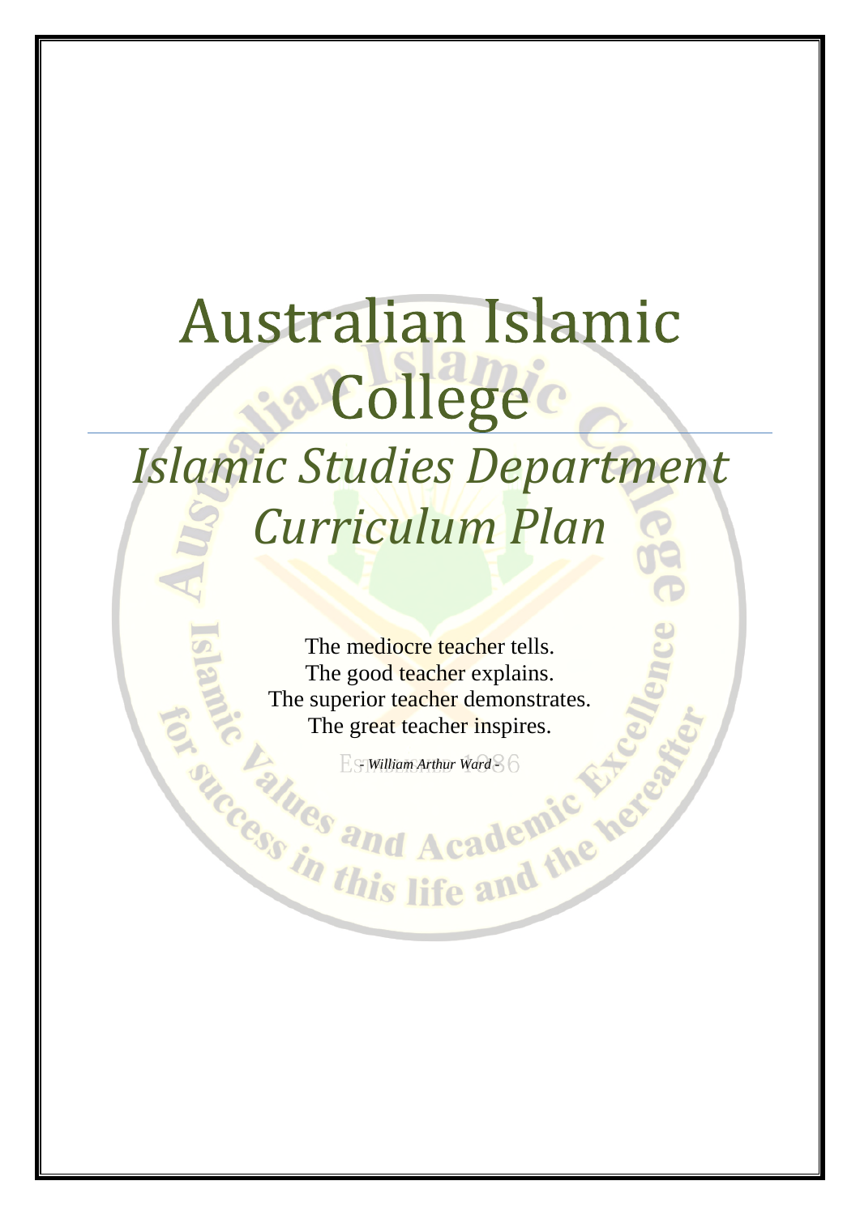# Australian Islamic College

## *Islamic Studies Department Curriculum Plan*

The mediocre teacher tells.
The good teacher explains.
The superior teacher demonstrates.
The great teacher inspires.

*- William Arthur Ward -*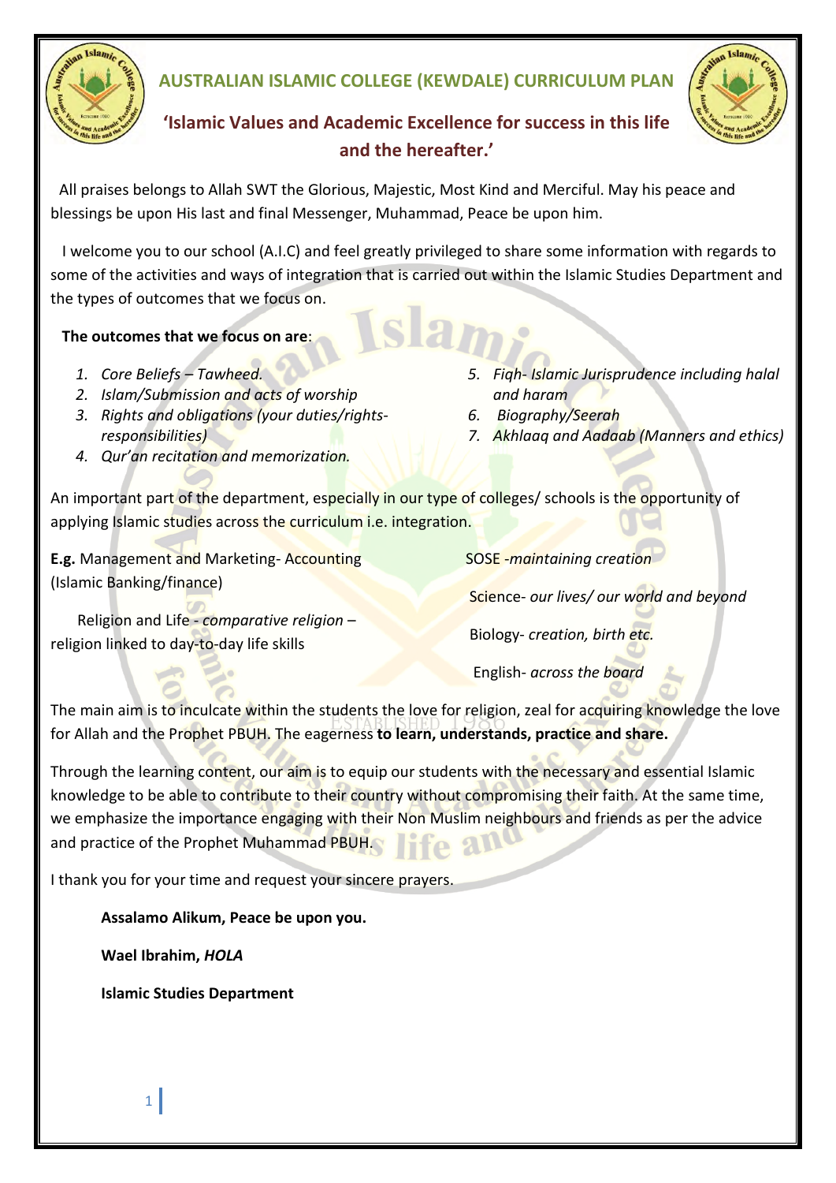# AUSTRALIAN ISLAMIC COLLEGE (KEWDALE) CURRICULUM PLAN

## 'Islamic Values and Academic Excellence for success in this life and the hereafter.'

All praises belongs to Allah SWT the Glorious, Majestic, Most Kind and Merciful. May his peace and blessings be upon His last and final Messenger, Muhammad, Peace be upon him.

I welcome you to our school (A.I.C) and feel greatly privileged to share some information with regards to some of the activities and ways of integration that is carried out within the Islamic Studies Department and the types of outcomes that we focus on.

**The outcomes that we focus on are**:

1. *Core Beliefs – Tawheed.*
2. *Islam/Submission and acts of worship*
3. *Rights and obligations (your duties/rights-responsibilities)*
4. *Qur'an recitation and memorization.*
5. *Fiqh- Islamic Jurisprudence including halal and haram*
6. *Biography/Seerah*
7. *Akhlaaq and Aadaab (Manners and ethics)*

An important part of the department, especially in our type of colleges/ schools is the opportunity of applying Islamic studies across the curriculum i.e. integration.

**E.g.** Management and Marketing- Accounting (Islamic Banking/finance)

Religion and Life - *comparative religion* – religion linked to day-to-day life skills

SOSE -*maintaining creation*

Science- *our lives/ our world and beyond*

Biology- *creation, birth etc.*

English- *across the board*

The main aim is to inculcate within the students the love for religion, zeal for acquiring knowledge the love for Allah and the Prophet PBUH. The eagerness **to learn, understands, practice and share.**

Through the learning content, our aim is to equip our students with the necessary and essential Islamic knowledge to be able to contribute to their country without compromising their faith. At the same time, we emphasize the importance engaging with their Non Muslim neighbours and friends as per the advice and practice of the Prophet Muhammad PBUH.

I thank you for your time and request your sincere prayers.

**Assalamo Alikum, Peace be upon you.**

**Wael Ibrahim,** ***HOLA***

**Islamic Studies Department**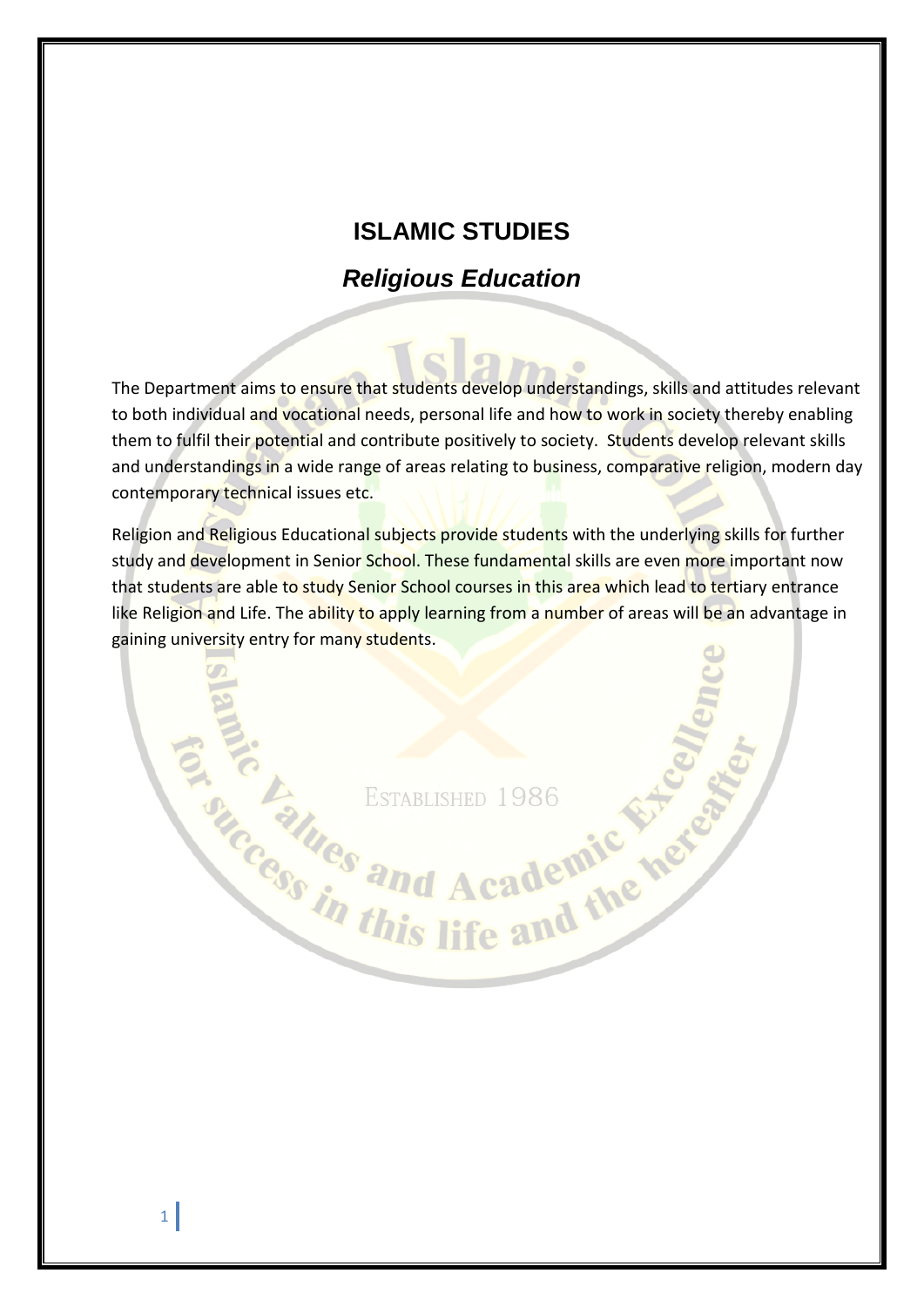# ISLAMIC STUDIES

## *Religious Education*

The Department aims to ensure that students develop understandings, skills and attitudes relevant to both individual and vocational needs, personal life and how to work in society thereby enabling them to fulfil their potential and contribute positively to society. Students develop relevant skills and understandings in a wide range of areas relating to business, comparative religion, modern day contemporary technical issues etc.

Religion and Religious Educational subjects provide students with the underlying skills for further study and development in Senior School. These fundamental skills are even more important now that students are able to study Senior School courses in this area which lead to tertiary entrance like Religion and Life. The ability to apply learning from a number of areas will be an advantage in gaining university entry for many students.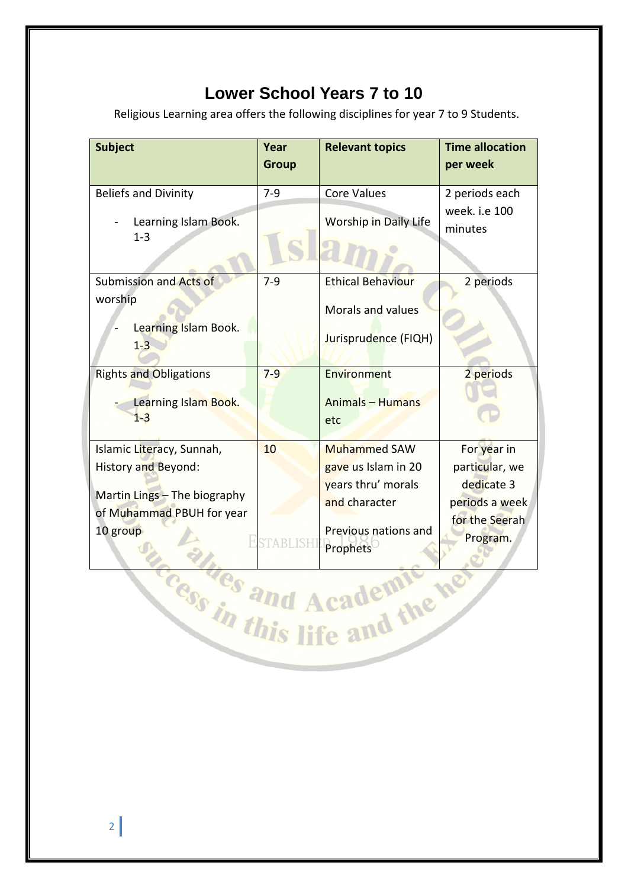# Lower School Years 7 to 10

Religious Learning area offers the following disciplines for year 7 to 9 Students.

| Subject | Year Group | Relevant topics | Time allocation per week |
|---|---|---|---|
| Beliefs and Divinity<br>- Learning Islam Book. 1-3 | 7-9 | Core Values<br>Worship in Daily Life | 2 periods each week. i.e 100 minutes |
| Submission and Acts of worship<br>- Learning Islam Book. 1-3 | 7-9 | Ethical Behaviour<br>Morals and values<br>Jurisprudence (FIQH) | 2 periods |
| Rights and Obligations<br>- Learning Islam Book. 1-3 | 7-9 | Environment<br>Animals – Humans etc | 2 periods |
| Islamic Literacy, Sunnah, History and Beyond:<br>Martin Lings – The biography of Muhammad PBUH for year 10 group | 10 | Muhammed SAW gave us Islam in 20 years thru' morals and character<br>Previous nations and Prophets | For year in particular, we dedicate 3 periods a week for the Seerah Program. |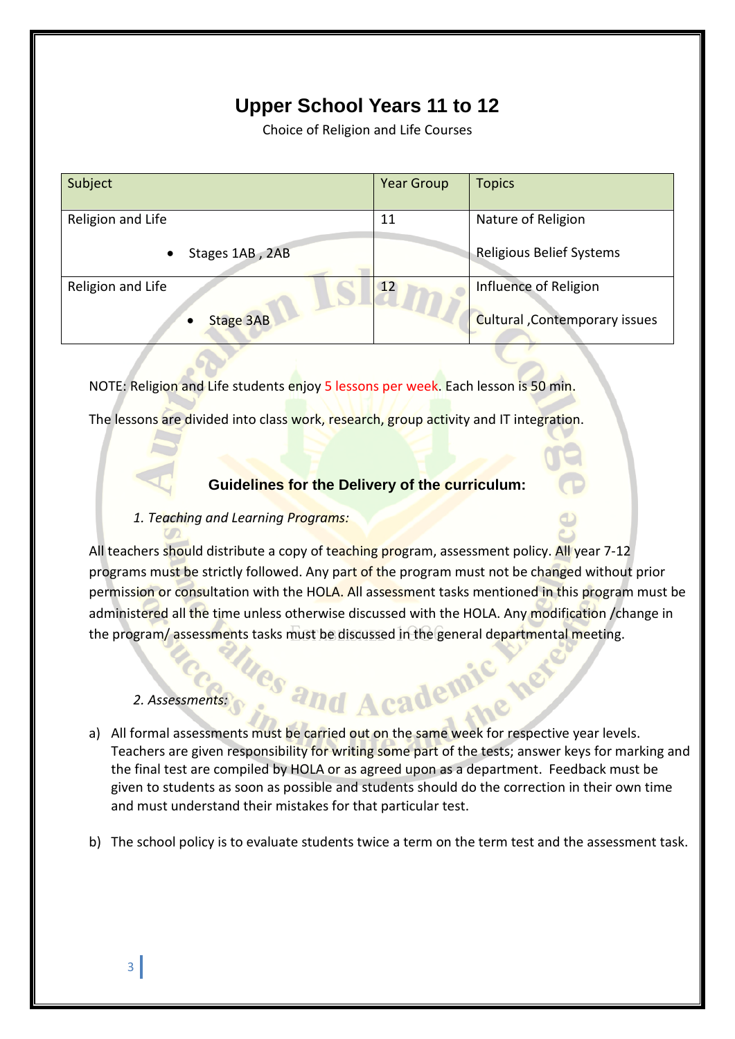# Upper School Years 11 to 12

Choice of Religion and Life Courses

| Subject | Year Group | Topics |
|---|---|---|
| Religion and Life<br>• Stages 1AB , 2AB | 11 | Nature of Religion<br>Religious Belief Systems |
| Religion and Life<br>• Stage 3AB | 12 | Influence of Religion<br>Cultural ,Contemporary issues |

NOTE: Religion and Life students enjoy 5 lessons per week. Each lesson is 50 min.

The lessons are divided into class work, research, group activity and IT integration.

### Guidelines for the Delivery of the curriculum:

*1. Teaching and Learning Programs:*

All teachers should distribute a copy of teaching program, assessment policy. All year 7-12 programs must be strictly followed. Any part of the program must not be changed without prior permission or consultation with the HOLA. All assessment tasks mentioned in this program must be administered all the time unless otherwise discussed with the HOLA. Any modification /change in the program/ assessments tasks must be discussed in the general departmental meeting.

*2. Assessments:*

a) All formal assessments must be carried out on the same week for respective year levels. Teachers are given responsibility for writing some part of the tests; answer keys for marking and the final test are compiled by HOLA or as agreed upon as a department. Feedback must be given to students as soon as possible and students should do the correction in their own time and must understand their mistakes for that particular test.

b) The school policy is to evaluate students twice a term on the term test and the assessment task.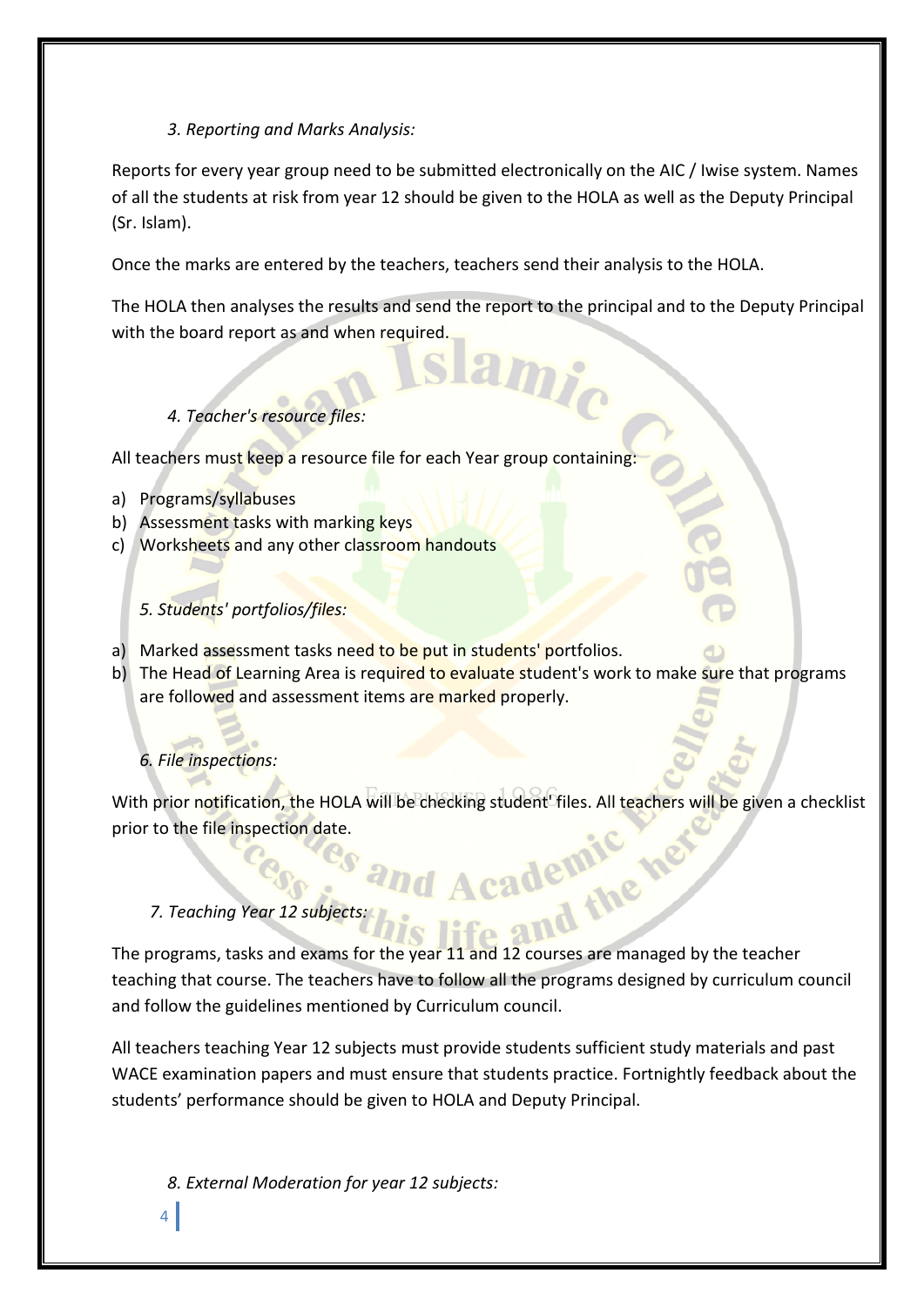*3. Reporting and Marks Analysis:*

Reports for every year group need to be submitted electronically on the AIC / Iwise system. Names of all the students at risk from year 12 should be given to the HOLA as well as the Deputy Principal (Sr. Islam).

Once the marks are entered by the teachers, teachers send their analysis to the HOLA.

The HOLA then analyses the results and send the report to the principal and to the Deputy Principal with the board report as and when required.

*4. Teacher's resource files:*

All teachers must keep a resource file for each Year group containing:

a) Programs/syllabuses
b) Assessment tasks with marking keys
c) Worksheets and any other classroom handouts

*5. Students' portfolios/files:*

a) Marked assessment tasks need to be put in students' portfolios.
b) The Head of Learning Area is required to evaluate student's work to make sure that programs are followed and assessment items are marked properly.

*6. File inspections:*

With prior notification, the HOLA will be checking student' files. All teachers will be given a checklist prior to the file inspection date.

*7. Teaching Year 12 subjects:*

The programs, tasks and exams for the year 11 and 12 courses are managed by the teacher teaching that course. The teachers have to follow all the programs designed by curriculum council and follow the guidelines mentioned by Curriculum council.

All teachers teaching Year 12 subjects must provide students sufficient study materials and past WACE examination papers and must ensure that students practice. Fortnightly feedback about the students' performance should be given to HOLA and Deputy Principal.

*8. External Moderation for year 12 subjects:*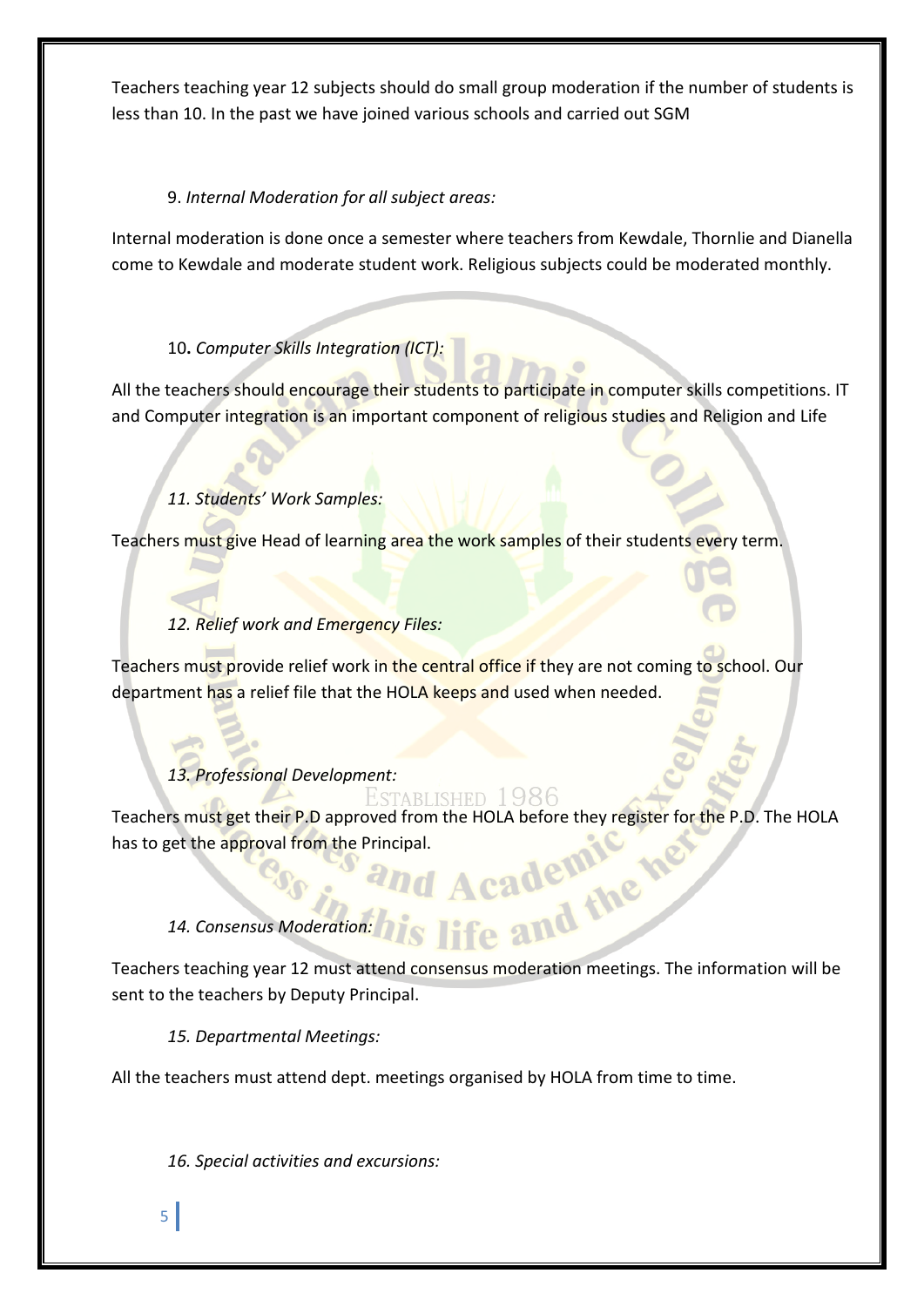Teachers teaching year 12 subjects should do small group moderation if the number of students is less than 10. In the past we have joined various schools and carried out SGM

9. *Internal Moderation for all subject areas:*

Internal moderation is done once a semester where teachers from Kewdale, Thornlie and Dianella come to Kewdale and moderate student work. Religious subjects could be moderated monthly.

10**.** *Computer Skills Integration (ICT):*

All the teachers should encourage their students to participate in computer skills competitions. IT and Computer integration is an important component of religious studies and Religion and Life

*11. Students' Work Samples:*

Teachers must give Head of learning area the work samples of their students every term.

*12. Relief work and Emergency Files:*

Teachers must provide relief work in the central office if they are not coming to school. Our department has a relief file that the HOLA keeps and used when needed.

*13. Professional Development:*

Teachers must get their P.D approved from the HOLA before they register for the P.D. The HOLA has to get the approval from the Principal.

*14. Consensus Moderation:*

Teachers teaching year 12 must attend consensus moderation meetings. The information will be sent to the teachers by Deputy Principal.

*15. Departmental Meetings:*

All the teachers must attend dept. meetings organised by HOLA from time to time.

*16. Special activities and excursions:*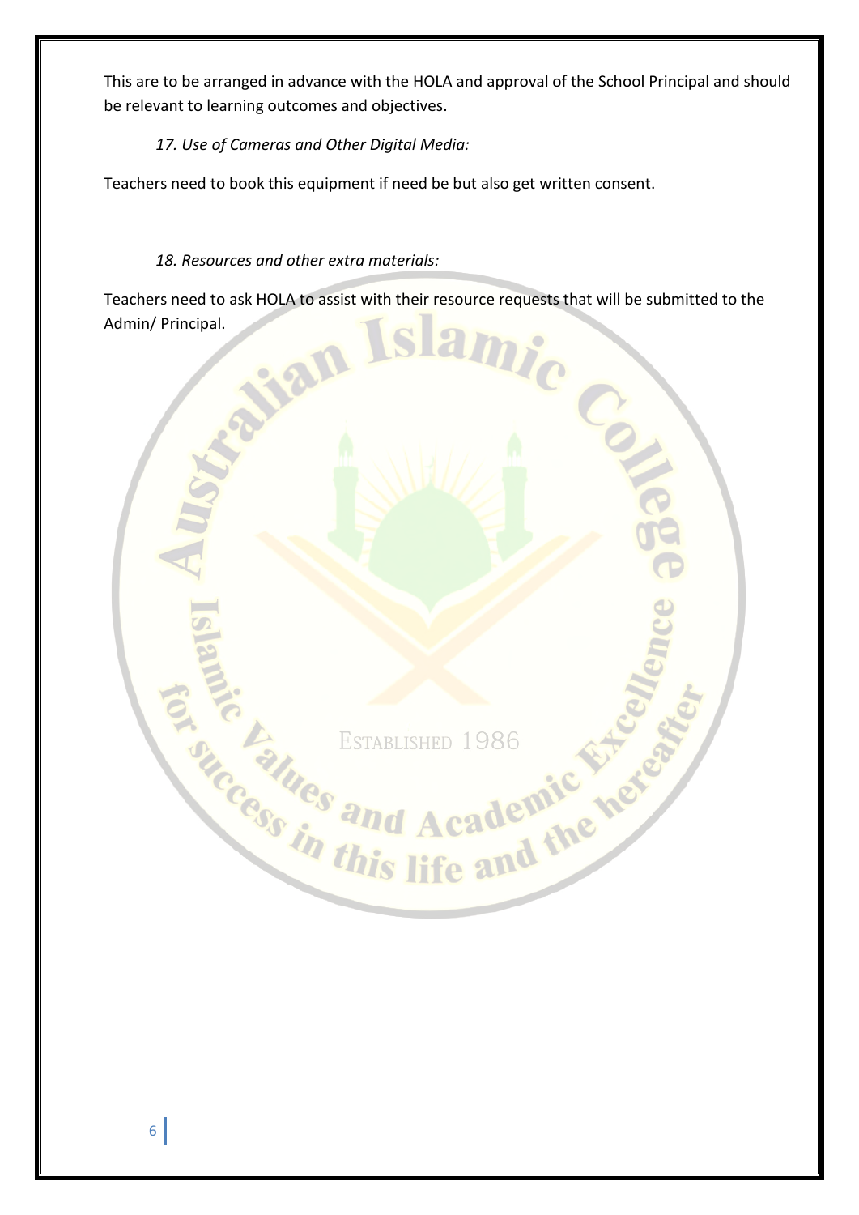This are to be arranged in advance with the HOLA and approval of the School Principal and should be relevant to learning outcomes and objectives.

*17. Use of Cameras and Other Digital Media:*

Teachers need to book this equipment if need be but also get written consent.

*18. Resources and other extra materials:*

Teachers need to ask HOLA to assist with their resource requests that will be submitted to the Admin/ Principal.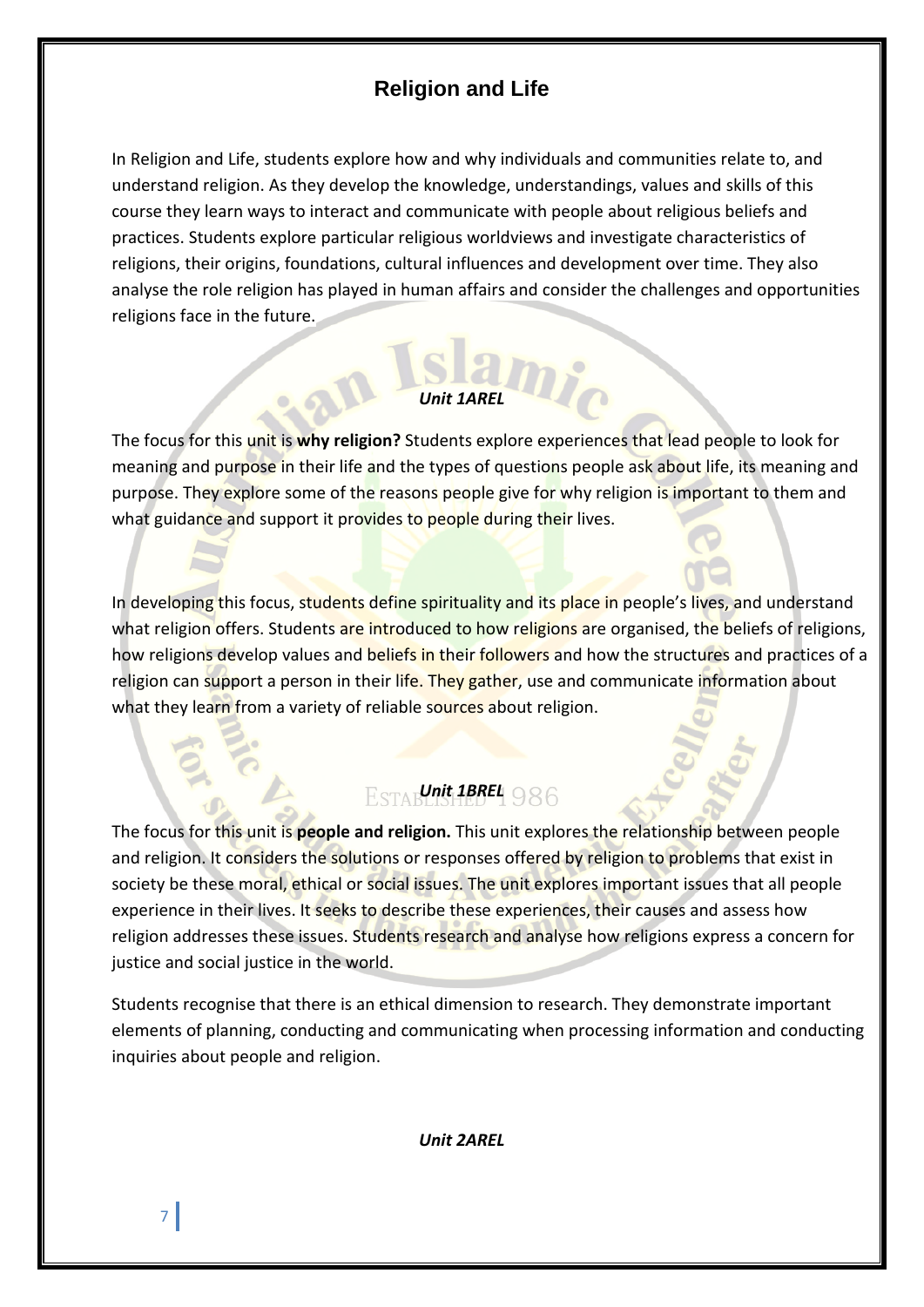## Religion and Life

In Religion and Life, students explore how and why individuals and communities relate to, and understand religion. As they develop the knowledge, understandings, values and skills of this course they learn ways to interact and communicate with people about religious beliefs and practices. Students explore particular religious worldviews and investigate characteristics of religions, their origins, foundations, cultural influences and development over time. They also analyse the role religion has played in human affairs and consider the challenges and opportunities religions face in the future.

***Unit 1AREL***

The focus for this unit is **why religion?** Students explore experiences that lead people to look for meaning and purpose in their life and the types of questions people ask about life, its meaning and purpose. They explore some of the reasons people give for why religion is important to them and what guidance and support it provides to people during their lives.

In developing this focus, students define spirituality and its place in people's lives, and understand what religion offers. Students are introduced to how religions are organised, the beliefs of religions, how religions develop values and beliefs in their followers and how the structures and practices of a religion can support a person in their life. They gather, use and communicate information about what they learn from a variety of reliable sources about religion.

***Unit 1BREL***

The focus for this unit is **people and religion.** This unit explores the relationship between people and religion. It considers the solutions or responses offered by religion to problems that exist in society be these moral, ethical or social issues. The unit explores important issues that all people experience in their lives. It seeks to describe these experiences, their causes and assess how religion addresses these issues. Students research and analyse how religions express a concern for justice and social justice in the world.

Students recognise that there is an ethical dimension to research. They demonstrate important elements of planning, conducting and communicating when processing information and conducting inquiries about people and religion.

***Unit 2AREL***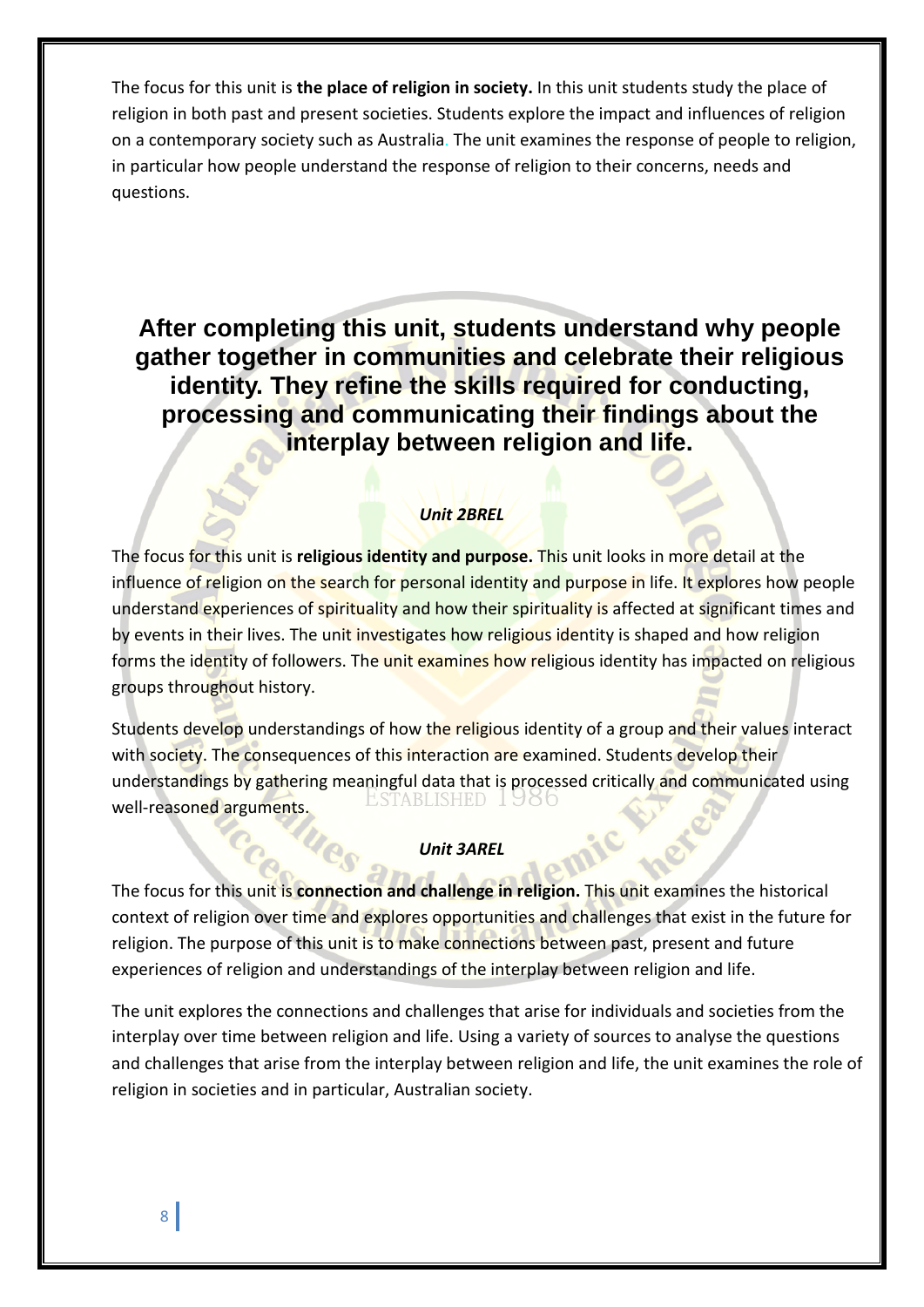The focus for this unit is **the place of religion in society.** In this unit students study the place of religion in both past and present societies. Students explore the impact and influences of religion on a contemporary society such as Australia. The unit examines the response of people to religion, in particular how people understand the response of religion to their concerns, needs and questions.

**After completing this unit, students understand why people gather together in communities and celebrate their religious identity. They refine the skills required for conducting, processing and communicating their findings about the interplay between religion and life.**

### *Unit 2BREL*

The focus for this unit is **religious identity and purpose.** This unit looks in more detail at the influence of religion on the search for personal identity and purpose in life. It explores how people understand experiences of spirituality and how their spirituality is affected at significant times and by events in their lives. The unit investigates how religious identity is shaped and how religion forms the identity of followers. The unit examines how religious identity has impacted on religious groups throughout history.

Students develop understandings of how the religious identity of a group and their values interact with society. The consequences of this interaction are examined. Students develop their understandings by gathering meaningful data that is processed critically and communicated using well-reasoned arguments.

### *Unit 3AREL*

The focus for this unit is **connection and challenge in religion.** This unit examines the historical context of religion over time and explores opportunities and challenges that exist in the future for religion. The purpose of this unit is to make connections between past, present and future experiences of religion and understandings of the interplay between religion and life.

The unit explores the connections and challenges that arise for individuals and societies from the interplay over time between religion and life. Using a variety of sources to analyse the questions and challenges that arise from the interplay between religion and life, the unit examines the role of religion in societies and in particular, Australian society.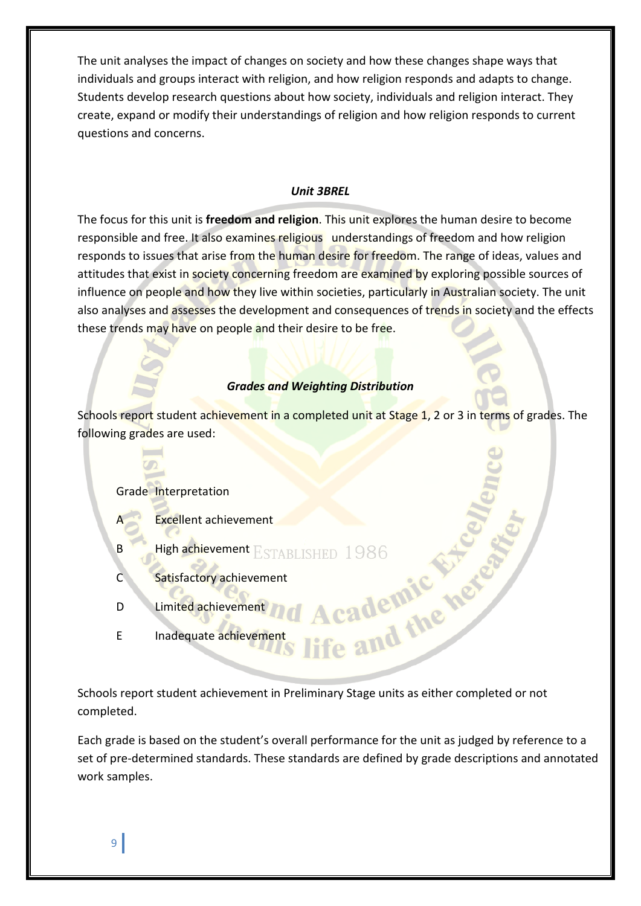The unit analyses the impact of changes on society and how these changes shape ways that individuals and groups interact with religion, and how religion responds and adapts to change. Students develop research questions about how society, individuals and religion interact. They create, expand or modify their understandings of religion and how religion responds to current questions and concerns.

### *Unit 3BREL*

The focus for this unit is **freedom and religion**. This unit explores the human desire to become responsible and free. It also examines religious understandings of freedom and how religion responds to issues that arise from the human desire for freedom. The range of ideas, values and attitudes that exist in society concerning freedom are examined by exploring possible sources of influence on people and how they live within societies, particularly in Australian society. The unit also analyses and assesses the development and consequences of trends in society and the effects these trends may have on people and their desire to be free.

### *Grades and Weighting Distribution*

Schools report student achievement in a completed unit at Stage 1, 2 or 3 in terms of grades. The following grades are used:

| Grade | Interpretation |
| --- | --- |
| A | Excellent achievement |
| B | High achievement |
| C | Satisfactory achievement |
| D | Limited achievement |
| E | Inadequate achievement |

Schools report student achievement in Preliminary Stage units as either completed or not completed.

Each grade is based on the student's overall performance for the unit as judged by reference to a set of pre-determined standards. These standards are defined by grade descriptions and annotated work samples.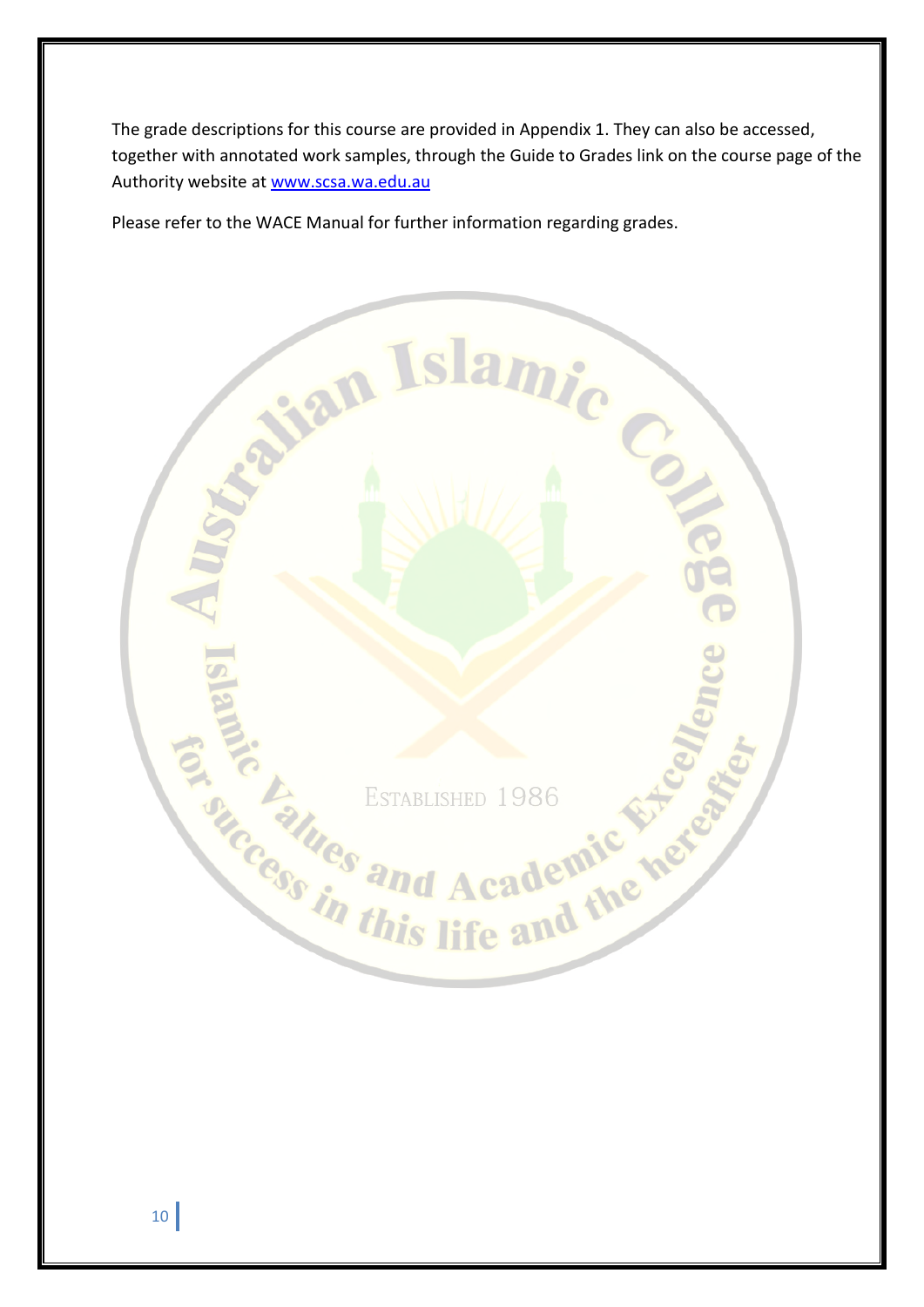The grade descriptions for this course are provided in Appendix 1. They can also be accessed, together with annotated work samples, through the Guide to Grades link on the course page of the Authority website at [www.scsa.wa.edu.au](http://www.scsa.wa.edu.au)

Please refer to the WACE Manual for further information regarding grades.